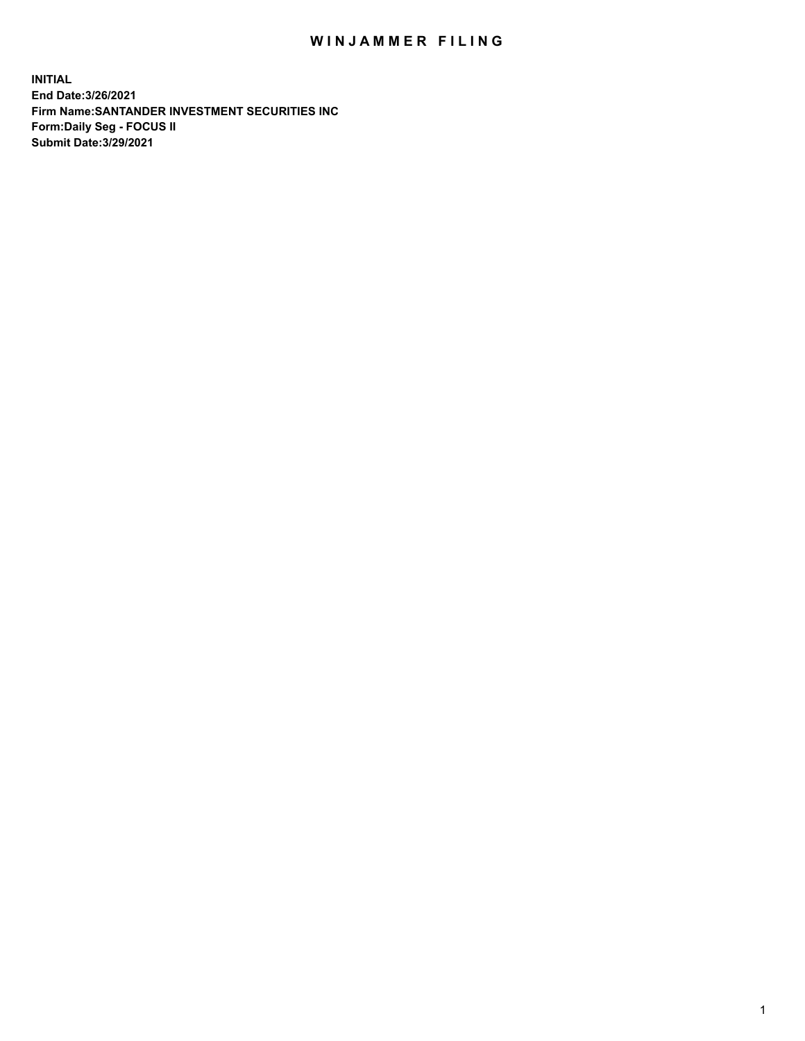# WINJAMMER FILING

**INITIAL**
**End Date:3/26/2021**
**Firm Name:SANTANDER INVESTMENT SECURITIES INC**
**Form:Daily Seg - FOCUS II**
**Submit Date:3/29/2021**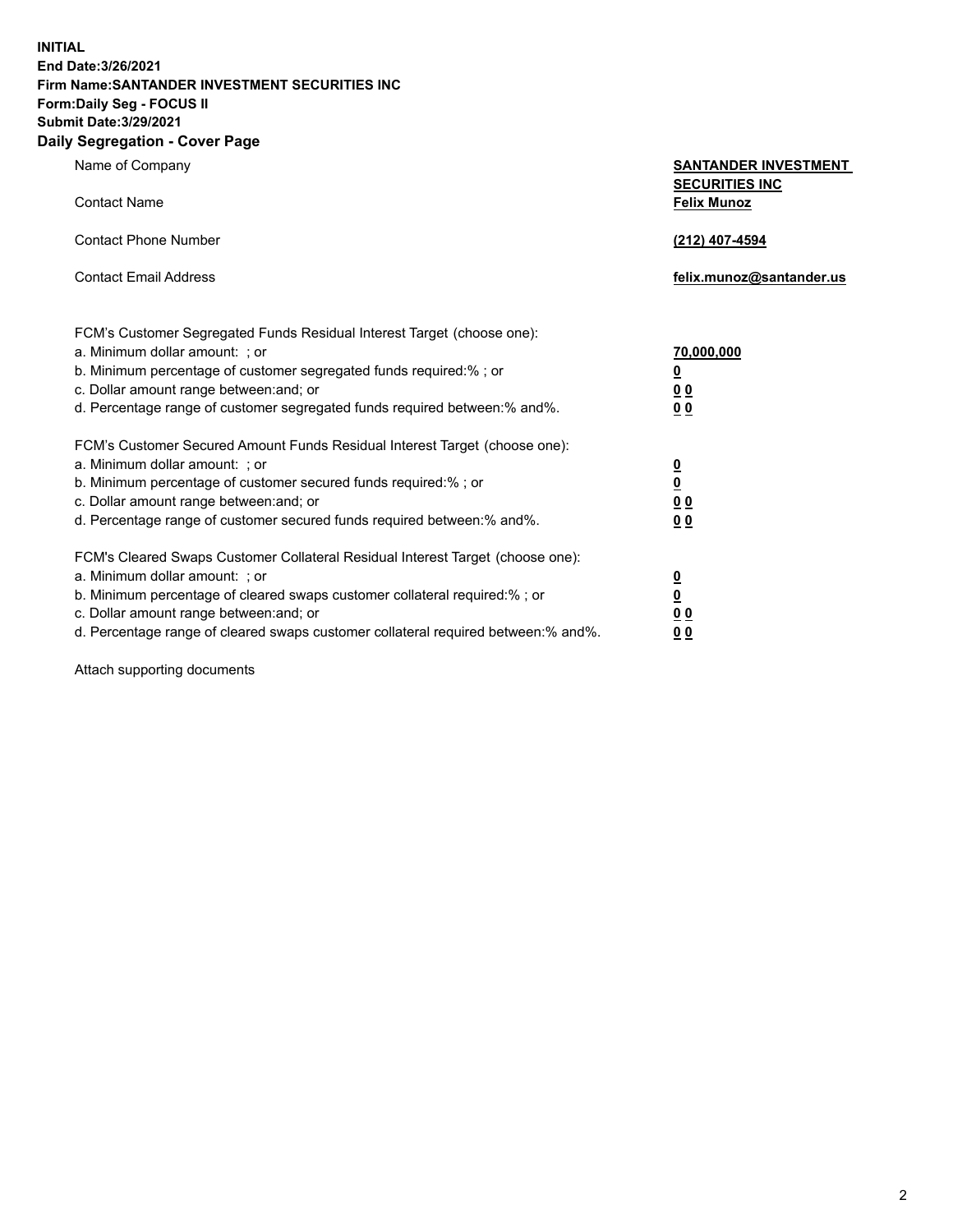**INITIAL**
**End Date:3/26/2021**
**Firm Name:SANTANDER INVESTMENT SECURITIES INC**
**Form:Daily Seg - FOCUS II**
**Submit Date:3/29/2021**

## Daily Segregation - Cover Page

| | |
|---|---|
| Name of Company | **SANTANDER INVESTMENT SECURITIES INC** |
| Contact Name | **Felix Munoz** |
| Contact Phone Number | **(212) 407-4594** |
| Contact Email Address | **felix.munoz@santander.us** |

| | |
|---|---|
| FCM's Customer Segregated Funds Residual Interest Target (choose one): | |
| a. Minimum dollar amount: ; or | **70,000,000** |
| b. Minimum percentage of customer segregated funds required:% ; or | **0** |
| c. Dollar amount range between:and; or | **0 0** |
| d. Percentage range of customer segregated funds required between:% and%. | **0 0** |
| FCM's Customer Secured Amount Funds Residual Interest Target (choose one): | |
| a. Minimum dollar amount: ; or | **0** |
| b. Minimum percentage of customer secured funds required:% ; or | **0** |
| c. Dollar amount range between:and; or | **0 0** |
| d. Percentage range of customer secured funds required between:% and%. | **0 0** |
| FCM's Cleared Swaps Customer Collateral Residual Interest Target (choose one): | |
| a. Minimum dollar amount: ; or | **0** |
| b. Minimum percentage of cleared swaps customer collateral required:% ; or | **0** |
| c. Dollar amount range between:and; or | **0 0** |
| d. Percentage range of cleared swaps customer collateral required between:% and%. | **0 0** |

Attach supporting documents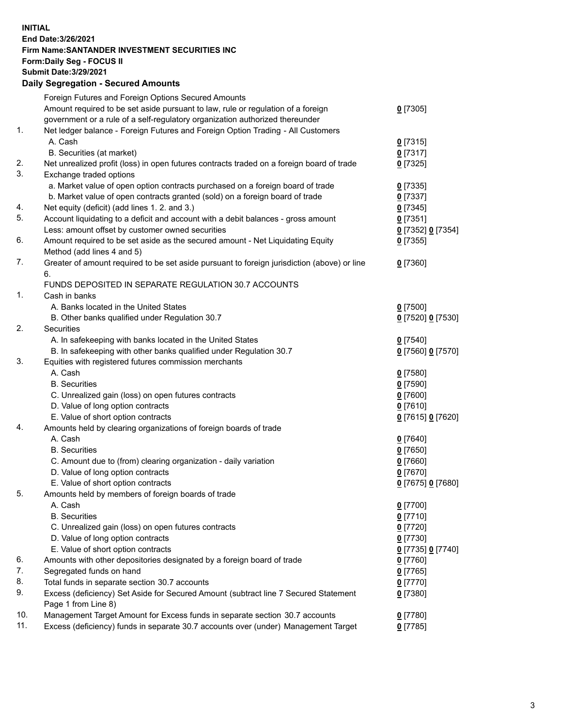**INITIAL**
**End Date:3/26/2021**
**Firm Name:SANTANDER INVESTMENT SECURITIES INC**
**Form:Daily Seg - FOCUS II**
**Submit Date:3/29/2021**

### Daily Segregation - Secured Amounts

| | | |
|---|---|---|
| | Foreign Futures and Foreign Options Secured Amounts | |
| | Amount required to be set aside pursuant to law, rule or regulation of a foreign government or a rule of a self-regulatory organization authorized thereunder | 0 [7305] |
| 1. | Net ledger balance - Foreign Futures and Foreign Option Trading - All Customers | |
| | A. Cash | 0 [7315] |
| | B. Securities (at market) | 0 [7317] |
| 2. | Net unrealized profit (loss) in open futures contracts traded on a foreign board of trade | 0 [7325] |
| 3. | Exchange traded options | |
| | a. Market value of open option contracts purchased on a foreign board of trade | 0 [7335] |
| | b. Market value of open contracts granted (sold) on a foreign board of trade | 0 [7337] |
| 4. | Net equity (deficit) (add lines 1. 2. and 3.) | 0 [7345] |
| 5. | Account liquidating to a deficit and account with a debit balances - gross amount | 0 [7351] |
| | Less: amount offset by customer owned securities | 0 [7352] 0 [7354] |
| 6. | Amount required to be set aside as the secured amount - Net Liquidating Equity Method (add lines 4 and 5) | 0 [7355] |
| 7. | Greater of amount required to be set aside pursuant to foreign jurisdiction (above) or line 6. | 0 [7360] |
| | FUNDS DEPOSITED IN SEPARATE REGULATION 30.7 ACCOUNTS | |
| 1. | Cash in banks | |
| | A. Banks located in the United States | 0 [7500] |
| | B. Other banks qualified under Regulation 30.7 | 0 [7520] 0 [7530] |
| 2. | Securities | |
| | A. In safekeeping with banks located in the United States | 0 [7540] |
| | B. In safekeeping with other banks qualified under Regulation 30.7 | 0 [7560] 0 [7570] |
| 3. | Equities with registered futures commission merchants | |
| | A. Cash | 0 [7580] |
| | B. Securities | 0 [7590] |
| | C. Unrealized gain (loss) on open futures contracts | 0 [7600] |
| | D. Value of long option contracts | 0 [7610] |
| | E. Value of short option contracts | 0 [7615] 0 [7620] |
| 4. | Amounts held by clearing organizations of foreign boards of trade | |
| | A. Cash | 0 [7640] |
| | B. Securities | 0 [7650] |
| | C. Amount due to (from) clearing organization - daily variation | 0 [7660] |
| | D. Value of long option contracts | 0 [7670] |
| | E. Value of short option contracts | 0 [7675] 0 [7680] |
| 5. | Amounts held by members of foreign boards of trade | |
| | A. Cash | 0 [7700] |
| | B. Securities | 0 [7710] |
| | C. Unrealized gain (loss) on open futures contracts | 0 [7720] |
| | D. Value of long option contracts | 0 [7730] |
| | E. Value of short option contracts | 0 [7735] 0 [7740] |
| 6. | Amounts with other depositories designated by a foreign board of trade | 0 [7760] |
| 7. | Segregated funds on hand | 0 [7765] |
| 8. | Total funds in separate section 30.7 accounts | 0 [7770] |
| 9. | Excess (deficiency) Set Aside for Secured Amount (subtract line 7 Secured Statement Page 1 from Line 8) | 0 [7380] |
| 10. | Management Target Amount for Excess funds in separate section 30.7 accounts | 0 [7780] |
| 11. | Excess (deficiency) funds in separate 30.7 accounts over (under) Management Target | 0 [7785] |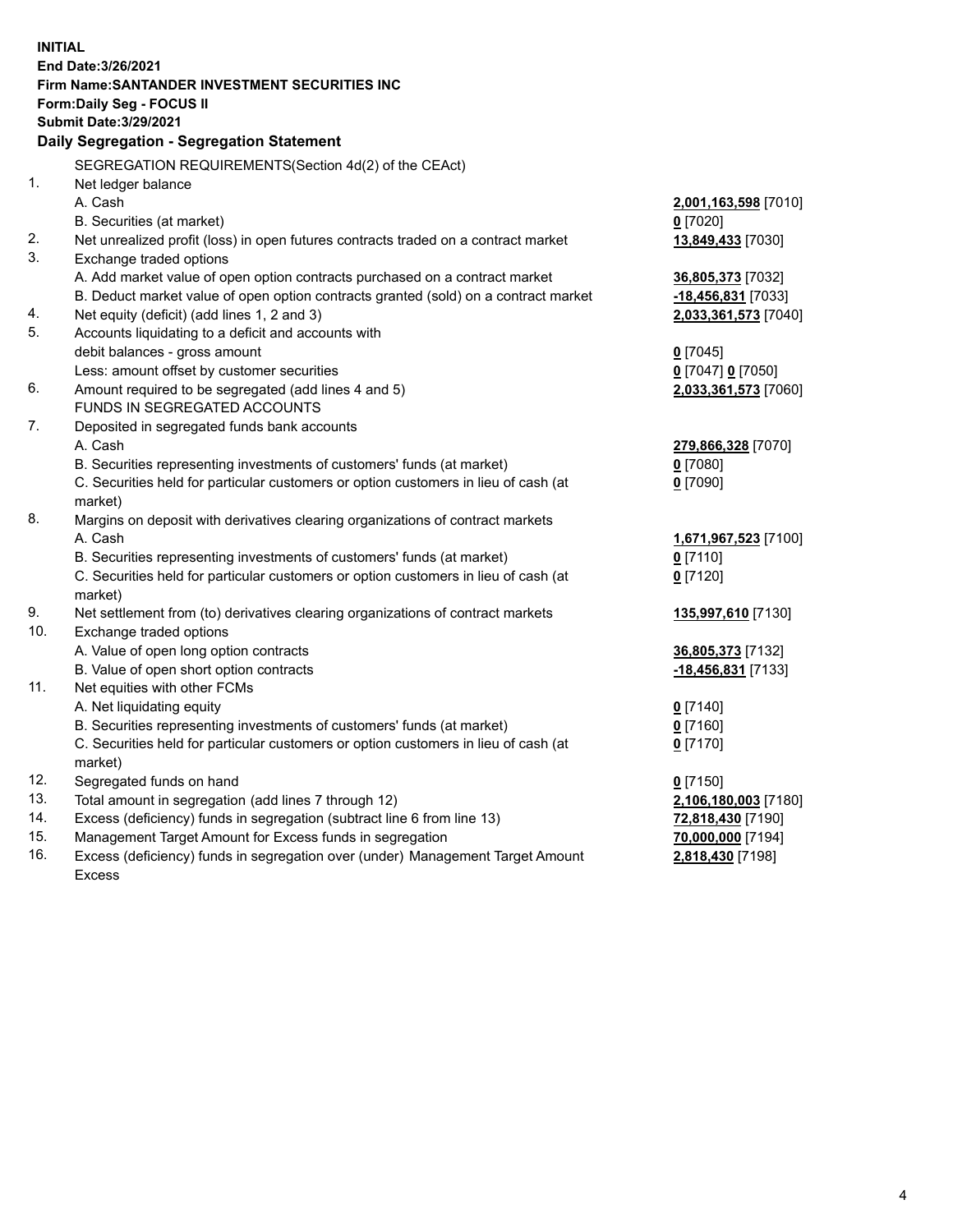**INITIAL**
**End Date:3/26/2021**
**Firm Name:SANTANDER INVESTMENT SECURITIES INC**
**Form:Daily Seg - FOCUS II**
**Submit Date:3/29/2021**

### Daily Segregation - Segregation Statement

SEGREGATION REQUIREMENTS(Section 4d(2) of the CEAct)

| | | |
|---|---|---|
| 1. | Net ledger balance | |
| | A. Cash | **2,001,163,598** [7010] |
| | B. Securities (at market) | **0** [7020] |
| 2. | Net unrealized profit (loss) in open futures contracts traded on a contract market | **13,849,433** [7030] |
| 3. | Exchange traded options | |
| | A. Add market value of open option contracts purchased on a contract market | **36,805,373** [7032] |
| | B. Deduct market value of open option contracts granted (sold) on a contract market | **-18,456,831** [7033] |
| 4. | Net equity (deficit) (add lines 1, 2 and 3) | **2,033,361,573** [7040] |
| 5. | Accounts liquidating to a deficit and accounts with debit balances - gross amount | **0** [7045] |
| | Less: amount offset by customer securities | **0** [7047] **0** [7050] |
| 6. | Amount required to be segregated (add lines 4 and 5) | **2,033,361,573** [7060] |
| | FUNDS IN SEGREGATED ACCOUNTS | |
| 7. | Deposited in segregated funds bank accounts | |
| | A. Cash | **279,866,328** [7070] |
| | B. Securities representing investments of customers' funds (at market) | **0** [7080] |
| | C. Securities held for particular customers or option customers in lieu of cash (at market) | **0** [7090] |
| 8. | Margins on deposit with derivatives clearing organizations of contract markets | |
| | A. Cash | **1,671,967,523** [7100] |
| | B. Securities representing investments of customers' funds (at market) | **0** [7110] |
| | C. Securities held for particular customers or option customers in lieu of cash (at market) | **0** [7120] |
| 9. | Net settlement from (to) derivatives clearing organizations of contract markets | **135,997,610** [7130] |
| 10. | Exchange traded options | |
| | A. Value of open long option contracts | **36,805,373** [7132] |
| | B. Value of open short option contracts | **-18,456,831** [7133] |
| 11. | Net equities with other FCMs | |
| | A. Net liquidating equity | **0** [7140] |
| | B. Securities representing investments of customers' funds (at market) | **0** [7160] |
| | C. Securities held for particular customers or option customers in lieu of cash (at market) | **0** [7170] |
| 12. | Segregated funds on hand | **0** [7150] |
| 13. | Total amount in segregation (add lines 7 through 12) | **2,106,180,003** [7180] |
| 14. | Excess (deficiency) funds in segregation (subtract line 6 from line 13) | **72,818,430** [7190] |
| 15. | Management Target Amount for Excess funds in segregation | **70,000,000** [7194] |
| 16. | Excess (deficiency) funds in segregation over (under) Management Target Amount Excess | **2,818,430** [7198] |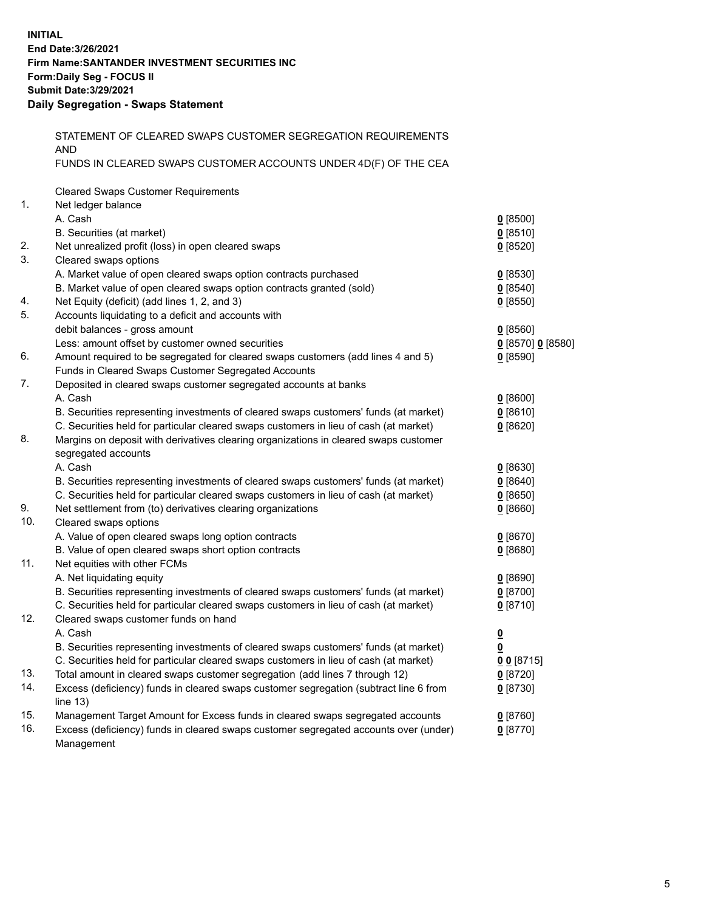**INITIAL**
**End Date:3/26/2021**
**Firm Name:SANTANDER INVESTMENT SECURITIES INC**
**Form:Daily Seg - FOCUS II**
**Submit Date:3/29/2021**
**Daily Segregation - Swaps Statement**

STATEMENT OF CLEARED SWAPS CUSTOMER SEGREGATION REQUIREMENTS AND FUNDS IN CLEARED SWAPS CUSTOMER ACCOUNTS UNDER 4D(F) OF THE CEA

| | | |
|---|---|---|
| | Cleared Swaps Customer Requirements | |
| 1. | Net ledger balance | |
| | A. Cash | 0 [8500] |
| | B. Securities (at market) | 0 [8510] |
| 2. | Net unrealized profit (loss) in open cleared swaps | 0 [8520] |
| 3. | Cleared swaps options | |
| | A. Market value of open cleared swaps option contracts purchased | 0 [8530] |
| | B. Market value of open cleared swaps option contracts granted (sold) | 0 [8540] |
| 4. | Net Equity (deficit) (add lines 1, 2, and 3) | 0 [8550] |
| 5. | Accounts liquidating to a deficit and accounts with debit balances - gross amount | 0 [8560] |
| | Less: amount offset by customer owned securities | 0 [8570] 0 [8580] |
| 6. | Amount required to be segregated for cleared swaps customers (add lines 4 and 5) | 0 [8590] |
| | Funds in Cleared Swaps Customer Segregated Accounts | |
| 7. | Deposited in cleared swaps customer segregated accounts at banks | |
| | A. Cash | 0 [8600] |
| | B. Securities representing investments of cleared swaps customers' funds (at market) | 0 [8610] |
| | C. Securities held for particular cleared swaps customers in lieu of cash (at market) | 0 [8620] |
| 8. | Margins on deposit with derivatives clearing organizations in cleared swaps customer segregated accounts | |
| | A. Cash | 0 [8630] |
| | B. Securities representing investments of cleared swaps customers' funds (at market) | 0 [8640] |
| | C. Securities held for particular cleared swaps customers in lieu of cash (at market) | 0 [8650] |
| 9. | Net settlement from (to) derivatives clearing organizations | 0 [8660] |
| 10. | Cleared swaps options | |
| | A. Value of open cleared swaps long option contracts | 0 [8670] |
| | B. Value of open cleared swaps short option contracts | 0 [8680] |
| 11. | Net equities with other FCMs | |
| | A. Net liquidating equity | 0 [8690] |
| | B. Securities representing investments of cleared swaps customers' funds (at market) | 0 [8700] |
| | C. Securities held for particular cleared swaps customers in lieu of cash (at market) | 0 [8710] |
| 12. | Cleared swaps customer funds on hand | |
| | A. Cash | 0 |
| | B. Securities representing investments of cleared swaps customers' funds (at market) | 0 |
| | C. Securities held for particular cleared swaps customers in lieu of cash (at market) | 0 0 [8715] |
| 13. | Total amount in cleared swaps customer segregation (add lines 7 through 12) | 0 [8720] |
| 14. | Excess (deficiency) funds in cleared swaps customer segregation (subtract line 6 from line 13) | 0 [8730] |
| 15. | Management Target Amount for Excess funds in cleared swaps segregated accounts | 0 [8760] |
| 16. | Excess (deficiency) funds in cleared swaps customer segregated accounts over (under) Management | 0 [8770] |